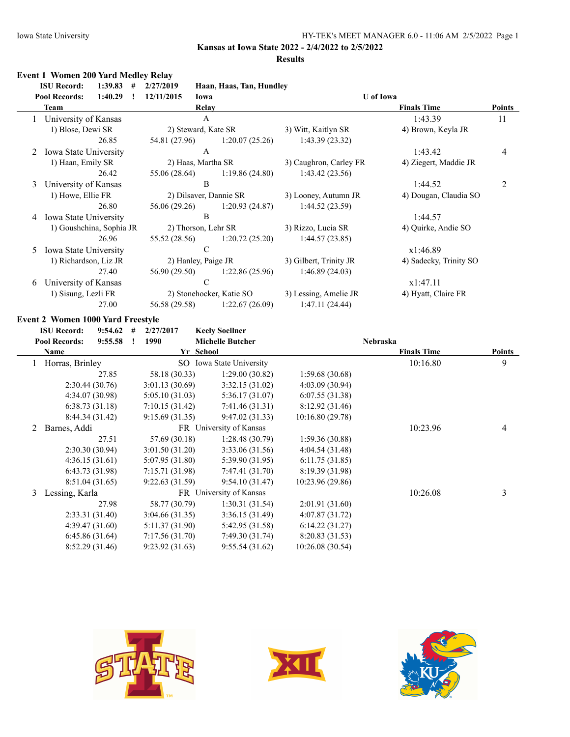Iowa State University

HY-TEK's MEET MANAGER 6.0 - 11:06 AM 2/5/2022

**Kansas at Iowa State 2022 - 2/4/2022 to 2/5/2022**

**Results**

### Event 1 Women 200 Yard Medley Relay

| | | | | |
|---|---|---|---|---|
| **ISU Record:** | **1:39.83** | **#** | **2/27/2019** | **Haan, Haas, Tan, Hundley** |
| **Pool Records:** | **1:40.29** | **!** | **12/11/2015** | **Iowa** — **U of Iowa** |

| | Team | Relay | | | Finals Time | Points |
|---|---|---|---|---|---|---|
| 1 | University of Kansas | A | | | 1:43.39 | 11 |
| | 1) Blose, Dewi SR | 2) Steward, Kate SR | 3) Witt, Kaitlyn SR | 4) Brown, Keyla JR | | |
| | 26.85 | 54.81 (27.96) | 1:20.07 (25.26) | 1:43.39 (23.32) | | |
| 2 | Iowa State University | A | | | 1:43.42 | 4 |
| | 1) Haan, Emily SR | 2) Haas, Martha SR | 3) Caughron, Carley FR | 4) Ziegert, Maddie JR | | |
| | 26.42 | 55.06 (28.64) | 1:19.86 (24.80) | 1:43.42 (23.56) | | |
| 3 | University of Kansas | B | | | 1:44.52 | 2 |
| | 1) Howe, Ellie FR | 2) Dilsaver, Dannie SR | 3) Looney, Autumn JR | 4) Dougan, Claudia SO | | |
| | 26.80 | 56.06 (29.26) | 1:20.93 (24.87) | 1:44.52 (23.59) | | |
| 4 | Iowa State University | B | | | 1:44.57 | |
| | 1) Goushchina, Sophia JR | 2) Thorson, Lehr SR | 3) Rizzo, Lucia SR | 4) Quirke, Andie SO | | |
| | 26.96 | 55.52 (28.56) | 1:20.72 (25.20) | 1:44.57 (23.85) | | |
| 5 | Iowa State University | C | | | x1:46.89 | |
| | 1) Richardson, Liz JR | 2) Hanley, Paige JR | 3) Gilbert, Trinity JR | 4) Sadecky, Trinity SO | | |
| | 27.40 | 56.90 (29.50) | 1:22.86 (25.96) | 1:46.89 (24.03) | | |
| 6 | University of Kansas | C | | | x1:47.11 | |
| | 1) Sisung, Lezli FR | 2) Stonehocker, Katie SO | 3) Lessing, Amelie JR | 4) Hyatt, Claire FR | | |
| | 27.00 | 56.58 (29.58) | 1:22.67 (26.09) | 1:47.11 (24.44) | | |

### Event 2 Women 1000 Yard Freestyle

| | | | | |
|---|---|---|---|---|
| **ISU Record:** | **9:54.62** | **#** | **2/27/2017** | **Keely Soellner** |
| **Pool Records:** | **9:55.58** | **!** | **1990** | **Michelle Butcher** — **Nebraska** |

| | Name | Yr School | | | Finals Time | Points |
|---|---|---|---|---|---|---|
| 1 | Horras, Brinley | SO Iowa State University | | | 10:16.80 | 9 |
| | 27.85 | 58.18 (30.33) | 1:29.00 (30.82) | 1:59.68 (30.68) | | |
| | 2:30.44 (30.76) | 3:01.13 (30.69) | 3:32.15 (31.02) | 4:03.09 (30.94) | | |
| | 4:34.07 (30.98) | 5:05.10 (31.03) | 5:36.17 (31.07) | 6:07.55 (31.38) | | |
| | 6:38.73 (31.18) | 7:10.15 (31.42) | 7:41.46 (31.31) | 8:12.92 (31.46) | | |
| | 8:44.34 (31.42) | 9:15.69 (31.35) | 9:47.02 (31.33) | 10:16.80 (29.78) | | |
| 2 | Barnes, Addi | FR University of Kansas | | | 10:23.96 | 4 |
| | 27.51 | 57.69 (30.18) | 1:28.48 (30.79) | 1:59.36 (30.88) | | |
| | 2:30.30 (30.94) | 3:01.50 (31.20) | 3:33.06 (31.56) | 4:04.54 (31.48) | | |
| | 4:36.15 (31.61) | 5:07.95 (31.80) | 5:39.90 (31.95) | 6:11.75 (31.85) | | |
| | 6:43.73 (31.98) | 7:15.71 (31.98) | 7:47.41 (31.70) | 8:19.39 (31.98) | | |
| | 8:51.04 (31.65) | 9:22.63 (31.59) | 9:54.10 (31.47) | 10:23.96 (29.86) | | |
| 3 | Lessing, Karla | FR University of Kansas | | | 10:26.08 | 3 |
| | 27.98 | 58.77 (30.79) | 1:30.31 (31.54) | 2:01.91 (31.60) | | |
| | 2:33.31 (31.40) | 3:04.66 (31.35) | 3:36.15 (31.49) | 4:07.87 (31.72) | | |
| | 4:39.47 (31.60) | 5:11.37 (31.90) | 5:42.95 (31.58) | 6:14.22 (31.27) | | |
| | 6:45.86 (31.64) | 7:17.56 (31.70) | 7:49.30 (31.74) | 8:20.83 (31.53) | | |
| | 8:52.29 (31.46) | 9:23.92 (31.63) | 9:55.54 (31.62) | 10:26.08 (30.54) | | |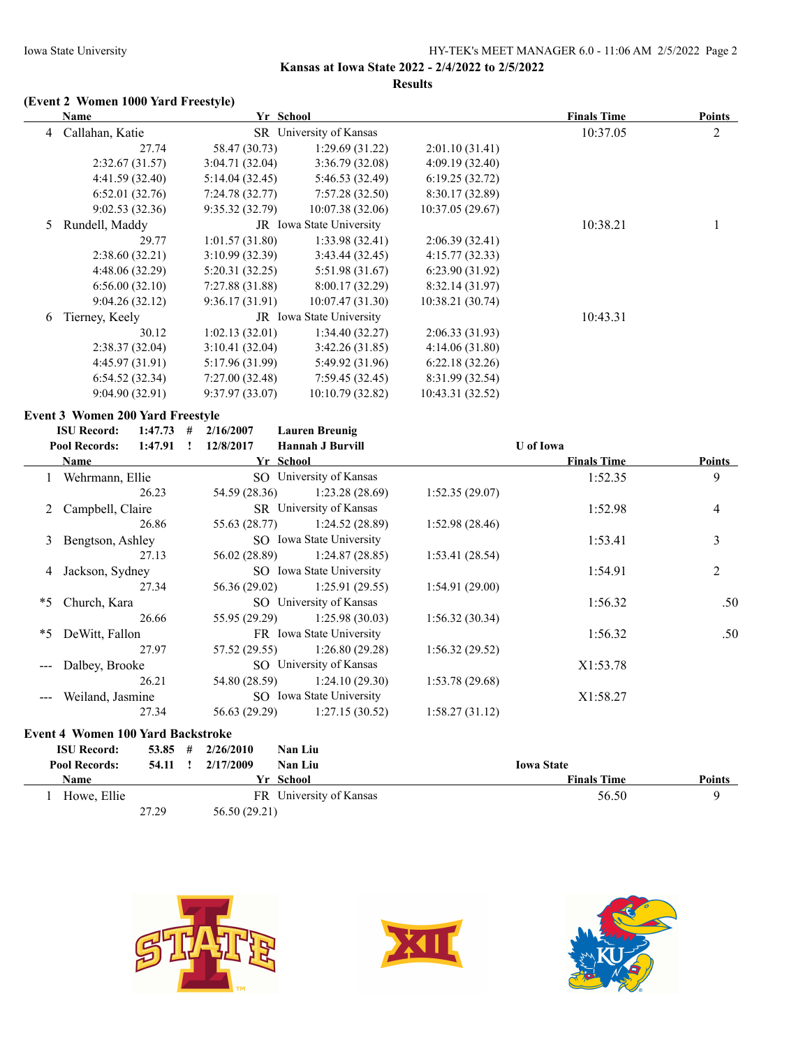### (Event 2 Women 1000 Yard Freestyle)

| | Name | Yr | School | | Finals Time | Points |
|---|---|---|---|---|---|---|
| 4 | Callahan, Katie | SR | University of Kansas | | 10:37.05 | 2 |
| | 27.74 | 58.47 (30.73) | 1:29.69 (31.22) | 2:01.10 (31.41) | | |
| | 2:32.67 (31.57) | 3:04.71 (32.04) | 3:36.79 (32.08) | 4:09.19 (32.40) | | |
| | 4:41.59 (32.40) | 5:14.04 (32.45) | 5:46.53 (32.49) | 6:19.25 (32.72) | | |
| | 6:52.01 (32.76) | 7:24.78 (32.77) | 7:57.28 (32.50) | 8:30.17 (32.89) | | |
| | 9:02.53 (32.36) | 9:35.32 (32.79) | 10:07.38 (32.06) | 10:37.05 (29.67) | | |
| 5 | Rundell, Maddy | JR | Iowa State University | | 10:38.21 | 1 |
| | 29.77 | 1:01.57 (31.80) | 1:33.98 (32.41) | 2:06.39 (32.41) | | |
| | 2:38.60 (32.21) | 3:10.99 (32.39) | 3:43.44 (32.45) | 4:15.77 (32.33) | | |
| | 4:48.06 (32.29) | 5:20.31 (32.25) | 5:51.98 (31.67) | 6:23.90 (31.92) | | |
| | 6:56.00 (32.10) | 7:27.88 (31.88) | 8:00.17 (32.29) | 8:32.14 (31.97) | | |
| | 9:04.26 (32.12) | 9:36.17 (31.91) | 10:07.47 (31.30) | 10:38.21 (30.74) | | |
| 6 | Tierney, Keely | JR | Iowa State University | | 10:43.31 | |
| | 30.12 | 1:02.13 (32.01) | 1:34.40 (32.27) | 2:06.33 (31.93) | | |
| | 2:38.37 (32.04) | 3:10.41 (32.04) | 3:42.26 (31.85) | 4:14.06 (31.80) | | |
| | 4:45.97 (31.91) | 5:17.96 (31.99) | 5:49.92 (31.96) | 6:22.18 (32.26) | | |
| | 6:54.52 (32.34) | 7:27.00 (32.48) | 7:59.45 (32.45) | 8:31.99 (32.54) | | |
| | 9:04.90 (32.91) | 9:37.97 (33.07) | 10:10.79 (32.82) | 10:43.31 (32.52) | | |

### Event 3 Women 200 Yard Freestyle

**ISU Record:** 1:47.73 # 2/16/2007 Lauren Breunig
**Pool Records:** 1:47.91 ! 12/8/2017 Hannah J Burvill U of Iowa

| | Name | Yr | School | | Finals Time | Points |
|---|---|---|---|---|---|---|
| 1 | Wehrmann, Ellie | SO | University of Kansas | | 1:52.35 | 9 |
| | 26.23 | 54.59 (28.36) | 1:23.28 (28.69) | 1:52.35 (29.07) | | |
| 2 | Campbell, Claire | SR | University of Kansas | | 1:52.98 | 4 |
| | 26.86 | 55.63 (28.77) | 1:24.52 (28.89) | 1:52.98 (28.46) | | |
| 3 | Bengtson, Ashley | SO | Iowa State University | | 1:53.41 | 3 |
| | 27.13 | 56.02 (28.89) | 1:24.87 (28.85) | 1:53.41 (28.54) | | |
| 4 | Jackson, Sydney | SO | Iowa State University | | 1:54.91 | 2 |
| | 27.34 | 56.36 (29.02) | 1:25.91 (29.55) | 1:54.91 (29.00) | | |
| *5 | Church, Kara | SO | University of Kansas | | 1:56.32 | .50 |
| | 26.66 | 55.95 (29.29) | 1:25.98 (30.03) | 1:56.32 (30.34) | | |
| *5 | DeWitt, Fallon | FR | Iowa State University | | 1:56.32 | .50 |
| | 27.97 | 57.52 (29.55) | 1:26.80 (29.28) | 1:56.32 (29.52) | | |
| --- | Dalbey, Brooke | SO | University of Kansas | | X1:53.78 | |
| | 26.21 | 54.80 (28.59) | 1:24.10 (29.30) | 1:53.78 (29.68) | | |
| --- | Weiland, Jasmine | SO | Iowa State University | | X1:58.27 | |
| | 27.34 | 56.63 (29.29) | 1:27.15 (30.52) | 1:58.27 (31.12) | | |

### Event 4 Women 100 Yard Backstroke

**ISU Record:** 53.85 # 2/26/2010 Nan Liu
**Pool Records:** 54.11 ! 2/17/2009 Nan Liu Iowa State

| | Name | Yr | School | Finals Time | Points |
|---|---|---|---|---|---|
| 1 | Howe, Ellie | FR | University of Kansas | 56.50 | 9 |
| | 27.29 | 56.50 (29.21) | | | |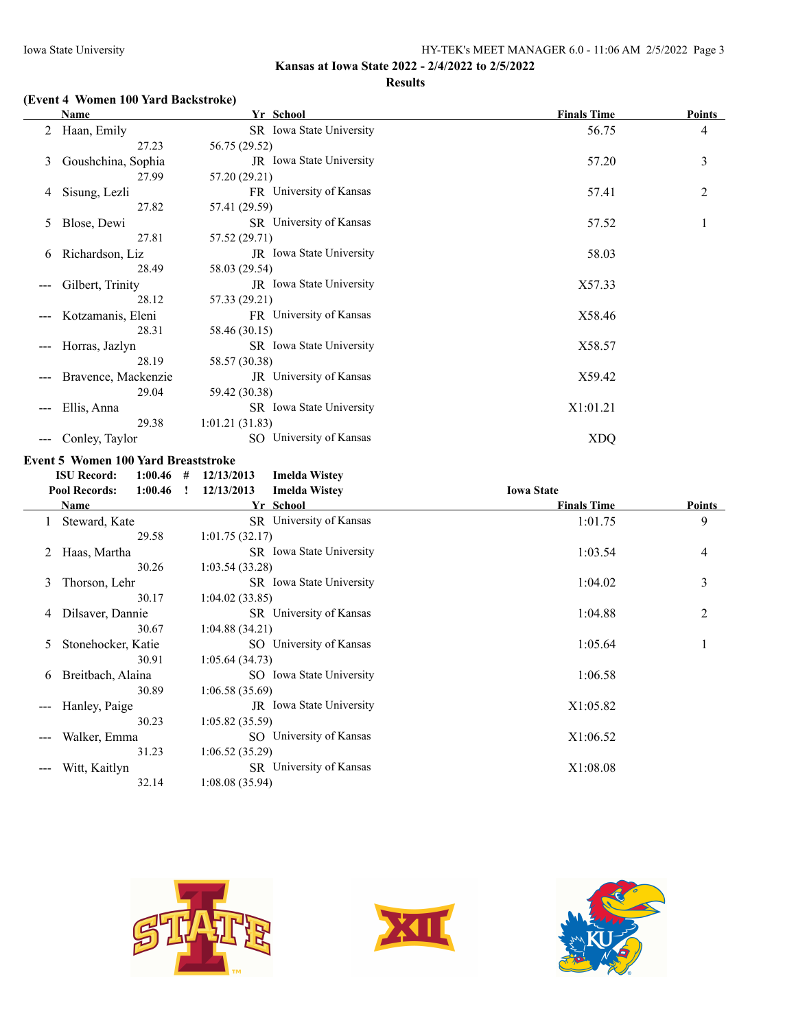Kansas at Iowa State 2022 - 2/4/2022 to 2/5/2022

Results

### (Event 4 Women 100 Yard Backstroke)

| | Name | Yr | School | Finals Time | Points |
|---|---|---|---|---|---|
| 2 | Haan, Emily | SR | Iowa State University | 56.75 | 4 |
| | 27.23 | 56.75 (29.52) | | | |
| 3 | Goushchina, Sophia | JR | Iowa State University | 57.20 | 3 |
| | 27.99 | 57.20 (29.21) | | | |
| 4 | Sisung, Lezli | FR | University of Kansas | 57.41 | 2 |
| | 27.82 | 57.41 (29.59) | | | |
| 5 | Blose, Dewi | SR | University of Kansas | 57.52 | 1 |
| | 27.81 | 57.52 (29.71) | | | |
| 6 | Richardson, Liz | JR | Iowa State University | 58.03 | |
| | 28.49 | 58.03 (29.54) | | | |
| --- | Gilbert, Trinity | JR | Iowa State University | X57.33 | |
| | 28.12 | 57.33 (29.21) | | | |
| --- | Kotzamanis, Eleni | FR | University of Kansas | X58.46 | |
| | 28.31 | 58.46 (30.15) | | | |
| --- | Horras, Jazlyn | SR | Iowa State University | X58.57 | |
| | 28.19 | 58.57 (30.38) | | | |
| --- | Bravence, Mackenzie | JR | University of Kansas | X59.42 | |
| | 29.04 | 59.42 (30.38) | | | |
| --- | Ellis, Anna | SR | Iowa State University | X1:01.21 | |
| | 29.38 | 1:01.21 (31.83) | | | |
| --- | Conley, Taylor | SO | University of Kansas | XDQ | |

### Event 5 Women 100 Yard Breaststroke

ISU Record: 1:00.46 # 12/13/2013 Imelda Wistey

Pool Records: 1:00.46 ! 12/13/2013 Imelda Wistey Iowa State

| | Name | Yr | School | Finals Time | Points |
|---|---|---|---|---|---|
| 1 | Steward, Kate | SR | University of Kansas | 1:01.75 | 9 |
| | 29.58 | 1:01.75 (32.17) | | | |
| 2 | Haas, Martha | SR | Iowa State University | 1:03.54 | 4 |
| | 30.26 | 1:03.54 (33.28) | | | |
| 3 | Thorson, Lehr | SR | Iowa State University | 1:04.02 | 3 |
| | 30.17 | 1:04.02 (33.85) | | | |
| 4 | Dilsaver, Dannie | SR | University of Kansas | 1:04.88 | 2 |
| | 30.67 | 1:04.88 (34.21) | | | |
| 5 | Stonehocker, Katie | SO | University of Kansas | 1:05.64 | 1 |
| | 30.91 | 1:05.64 (34.73) | | | |
| 6 | Breitbach, Alaina | SO | Iowa State University | 1:06.58 | |
| | 30.89 | 1:06.58 (35.69) | | | |
| --- | Hanley, Paige | JR | Iowa State University | X1:05.82 | |
| | 30.23 | 1:05.82 (35.59) | | | |
| --- | Walker, Emma | SO | University of Kansas | X1:06.52 | |
| | 31.23 | 1:06.52 (35.29) | | | |
| --- | Witt, Kaitlyn | SR | University of Kansas | X1:08.08 | |
| | 32.14 | 1:08.08 (35.94) | | | |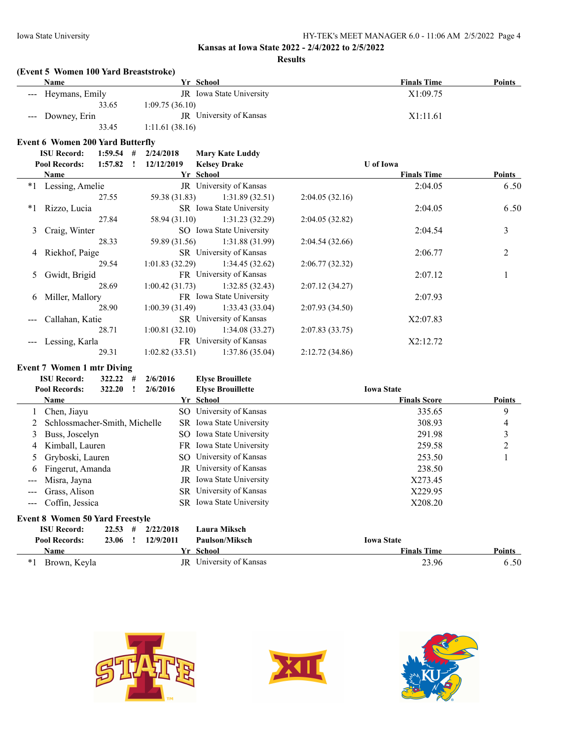Kansas at Iowa State 2022 - 2/4/2022 to 2/5/2022

**Results**

**(Event 5 Women 100 Yard Breaststroke)**

| | Name | Yr | School | | | | Finals Time | Points |
|---|---|---|---|---|---|---|---|---|
| --- | Heymans, Emily | JR | Iowa State University | | | | X1:09.75 | |
| | 33.65 | 1:09.75 (36.10) | | | | | | |
| --- | Downey, Erin | JR | University of Kansas | | | | X1:11.61 | |
| | 33.45 | 1:11.61 (38.16) | | | | | | |

**Event 6 Women 200 Yard Butterfly**

**ISU Record:** 1:59.54 # 2/24/2018 **Mary Kate Luddy**

**Pool Records:** 1:57.82 ! 12/12/2019 **Kelsey Drake** U of Iowa

| | Name | Yr | School | | | | Finals Time | Points |
|---|---|---|---|---|---|---|---|---|
| *1 | Lessing, Amelie | JR | University of Kansas | | | | 2:04.05 | 6.50 |
| | 27.55 | 59.38 (31.83) | 1:31.89 (32.51) | 2:04.05 (32.16) | | | | |
| *1 | Rizzo, Lucia | SR | Iowa State University | | | | 2:04.05 | 6.50 |
| | 27.84 | 58.94 (31.10) | 1:31.23 (32.29) | 2:04.05 (32.82) | | | | |
| 3 | Craig, Winter | SO | Iowa State University | | | | 2:04.54 | 3 |
| | 28.33 | 59.89 (31.56) | 1:31.88 (31.99) | 2:04.54 (32.66) | | | | |
| 4 | Riekhof, Paige | SR | University of Kansas | | | | 2:06.77 | 2 |
| | 29.54 | 1:01.83 (32.29) | 1:34.45 (32.62) | 2:06.77 (32.32) | | | | |
| 5 | Gwidt, Brigid | FR | University of Kansas | | | | 2:07.12 | 1 |
| | 28.69 | 1:00.42 (31.73) | 1:32.85 (32.43) | 2:07.12 (34.27) | | | | |
| 6 | Miller, Mallory | FR | Iowa State University | | | | 2:07.93 | |
| | 28.90 | 1:00.39 (31.49) | 1:33.43 (33.04) | 2:07.93 (34.50) | | | | |
| --- | Callahan, Katie | SR | University of Kansas | | | | X2:07.83 | |
| | 28.71 | 1:00.81 (32.10) | 1:34.08 (33.27) | 2:07.83 (33.75) | | | | |
| --- | Lessing, Karla | FR | University of Kansas | | | | X2:12.72 | |
| | 29.31 | 1:02.82 (33.51) | 1:37.86 (35.04) | 2:12.72 (34.86) | | | | |

**Event 7 Women 1 mtr Diving**

**ISU Record:** 322.22 # 2/6/2016 **Elyse Brouillete**

**Pool Records:** 322.20 ! 2/6/2016 **Elyse Brouillette** Iowa State

| | Name | Yr | School | Finals Score | Points |
|---|---|---|---|---|---|
| 1 | Chen, Jiayu | SO | University of Kansas | 335.65 | 9 |
| 2 | Schlossmacher-Smith, Michelle | SR | Iowa State University | 308.93 | 4 |
| 3 | Buss, Joscelyn | SO | Iowa State University | 291.98 | 3 |
| 4 | Kimball, Lauren | FR | Iowa State University | 259.58 | 2 |
| 5 | Gryboski, Lauren | SO | University of Kansas | 253.50 | 1 |
| 6 | Fingerut, Amanda | JR | University of Kansas | 238.50 | |
| --- | Misra, Jayna | JR | Iowa State University | X273.45 | |
| --- | Grass, Alison | SR | University of Kansas | X229.95 | |
| --- | Coffin, Jessica | SR | Iowa State University | X208.20 | |

**Event 8 Women 50 Yard Freestyle**

**ISU Record:** 22.53 # 2/22/2018 **Laura Miksch**

**Pool Records:** 23.06 ! 12/9/2011 **Paulson/Miksch** Iowa State

| | Name | Yr | School | Finals Time | Points |
|---|---|---|---|---|---|
| *1 | Brown, Keyla | JR | University of Kansas | 23.96 | 6.50 |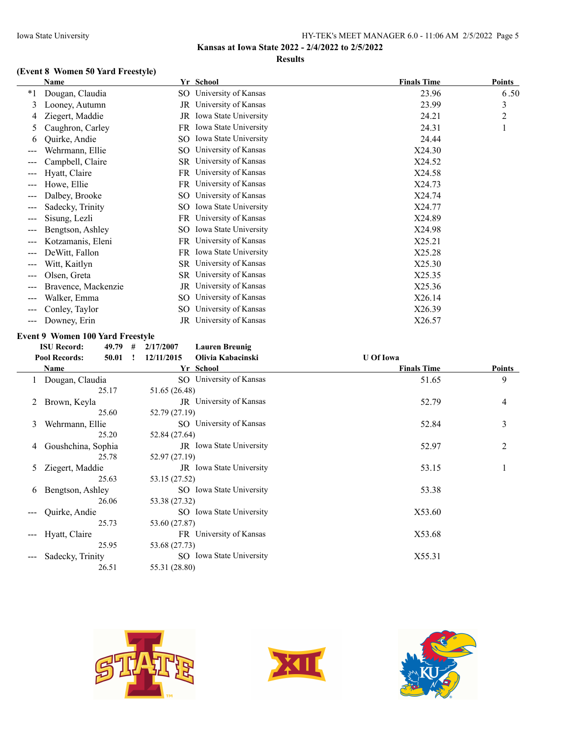Kansas at Iowa State 2022 - 2/4/2022 to 2/5/2022

Results

### (Event 8 Women 50 Yard Freestyle)

| | Name | Yr | School | Finals Time | Points |
|---|---|---|---|---|---|
| *1 | Dougan, Claudia | SO | University of Kansas | 23.96 | 6.50 |
| 3 | Looney, Autumn | JR | University of Kansas | 23.99 | 3 |
| 4 | Ziegert, Maddie | JR | Iowa State University | 24.21 | 2 |
| 5 | Caughron, Carley | FR | Iowa State University | 24.31 | 1 |
| 6 | Quirke, Andie | SO | Iowa State University | 24.44 | |
| --- | Wehrmann, Ellie | SO | University of Kansas | X24.30 | |
| --- | Campbell, Claire | SR | University of Kansas | X24.52 | |
| --- | Hyatt, Claire | FR | University of Kansas | X24.58 | |
| --- | Howe, Ellie | FR | University of Kansas | X24.73 | |
| --- | Dalbey, Brooke | SO | University of Kansas | X24.74 | |
| --- | Sadecky, Trinity | SO | Iowa State University | X24.77 | |
| --- | Sisung, Lezli | FR | University of Kansas | X24.89 | |
| --- | Bengtson, Ashley | SO | Iowa State University | X24.98 | |
| --- | Kotzamanis, Eleni | FR | University of Kansas | X25.21 | |
| --- | DeWitt, Fallon | FR | Iowa State University | X25.28 | |
| --- | Witt, Kaitlyn | SR | University of Kansas | X25.30 | |
| --- | Olsen, Greta | SR | University of Kansas | X25.35 | |
| --- | Bravence, Mackenzie | JR | University of Kansas | X25.36 | |
| --- | Walker, Emma | SO | University of Kansas | X26.14 | |
| --- | Conley, Taylor | SO | University of Kansas | X26.39 | |
| --- | Downey, Erin | JR | University of Kansas | X26.57 | |

### Event 9 Women 100 Yard Freestyle

ISU Record: 49.79 # 2/17/2007 Lauren Breunig

Pool Records: 50.01 ! 12/11/2015 Olivia Kabacinski U Of Iowa

| | Name | Yr | School | Finals Time | Points |
|---|---|---|---|---|---|
| 1 | Dougan, Claudia | SO | University of Kansas | 51.65 | 9 |
| | 25.17 | 51.65 (26.48) | | | |
| 2 | Brown, Keyla | JR | University of Kansas | 52.79 | 4 |
| | 25.60 | 52.79 (27.19) | | | |
| 3 | Wehrmann, Ellie | SO | University of Kansas | 52.84 | 3 |
| | 25.20 | 52.84 (27.64) | | | |
| 4 | Goushchina, Sophia | JR | Iowa State University | 52.97 | 2 |
| | 25.78 | 52.97 (27.19) | | | |
| 5 | Ziegert, Maddie | JR | Iowa State University | 53.15 | 1 |
| | 25.63 | 53.15 (27.52) | | | |
| 6 | Bengtson, Ashley | SO | Iowa State University | 53.38 | |
| | 26.06 | 53.38 (27.32) | | | |
| --- | Quirke, Andie | SO | Iowa State University | X53.60 | |
| | 25.73 | 53.60 (27.87) | | | |
| --- | Hyatt, Claire | FR | University of Kansas | X53.68 | |
| | 25.95 | 53.68 (27.73) | | | |
| --- | Sadecky, Trinity | SO | Iowa State University | X55.31 | |
| | 26.51 | 55.31 (28.80) | | | |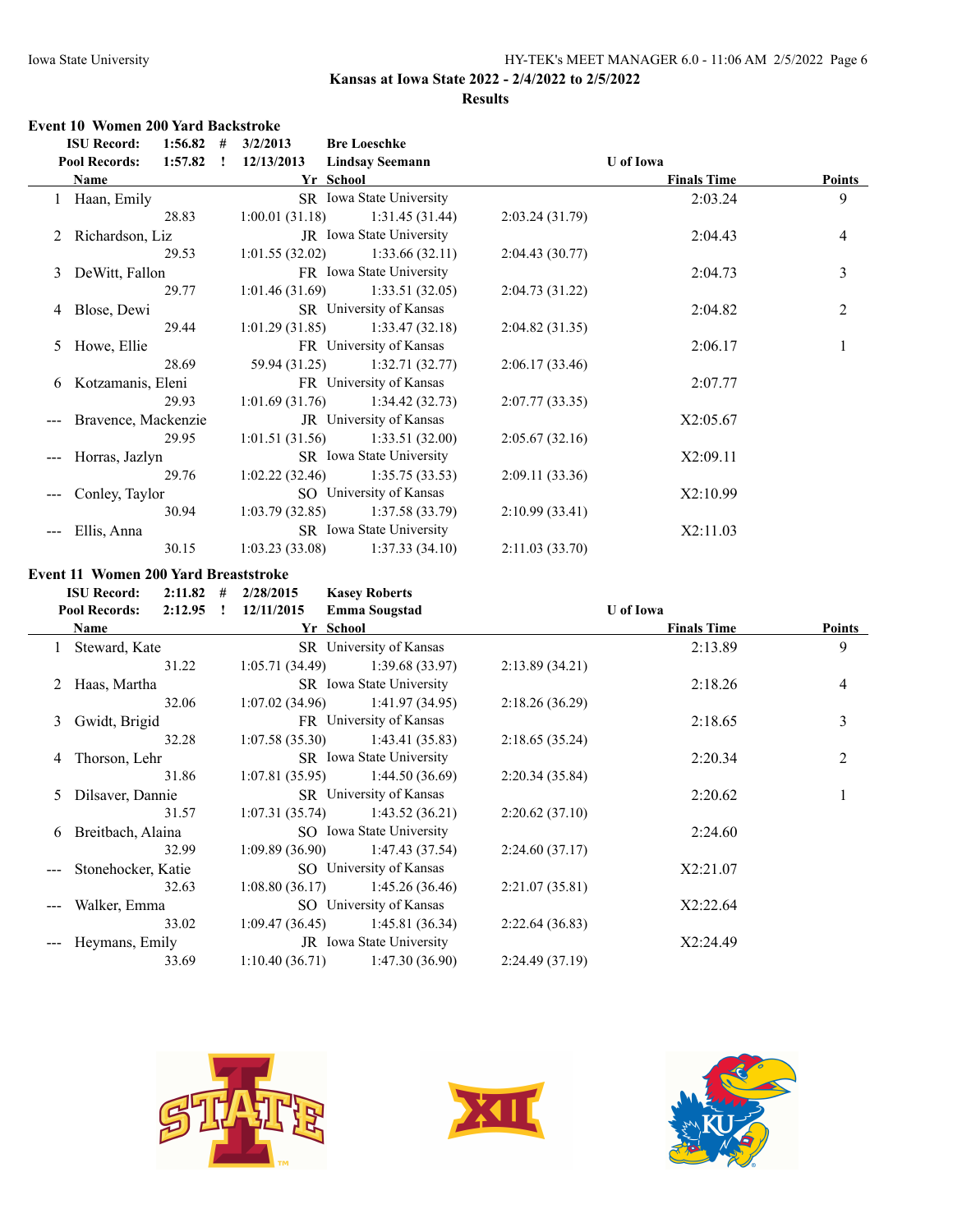Kansas at Iowa State 2022 - 2/4/2022 to 2/5/2022

Results

### Event 10 Women 200 Yard Backstroke

**ISU Record:** 1:56.82 # 3/2/2013 **Bre Loeschke**
**Pool Records:** 1:57.82 ! 12/13/2013 **Lindsay Seemann** U of Iowa

| | Name | Yr | School | | | Finals Time | Points |
|---|---|---|---|---|---|---|---|
| 1 | Haan, Emily | SR | Iowa State University | | | 2:03.24 | 9 |
| | 28.83 | 1:00.01 (31.18) | 1:31.45 (31.44) | 2:03.24 (31.79) | | | |
| 2 | Richardson, Liz | JR | Iowa State University | | | 2:04.43 | 4 |
| | 29.53 | 1:01.55 (32.02) | 1:33.66 (32.11) | 2:04.43 (30.77) | | | |
| 3 | DeWitt, Fallon | FR | Iowa State University | | | 2:04.73 | 3 |
| | 29.77 | 1:01.46 (31.69) | 1:33.51 (32.05) | 2:04.73 (31.22) | | | |
| 4 | Blose, Dewi | SR | University of Kansas | | | 2:04.82 | 2 |
| | 29.44 | 1:01.29 (31.85) | 1:33.47 (32.18) | 2:04.82 (31.35) | | | |
| 5 | Howe, Ellie | FR | University of Kansas | | | 2:06.17 | 1 |
| | 28.69 | 59.94 (31.25) | 1:32.71 (32.77) | 2:06.17 (33.46) | | | |
| 6 | Kotzamanis, Eleni | FR | University of Kansas | | | 2:07.77 | |
| | 29.93 | 1:01.69 (31.76) | 1:34.42 (32.73) | 2:07.77 (33.35) | | | |
| --- | Bravence, Mackenzie | JR | University of Kansas | | | X2:05.67 | |
| | 29.95 | 1:01.51 (31.56) | 1:33.51 (32.00) | 2:05.67 (32.16) | | | |
| --- | Horras, Jazlyn | SR | Iowa State University | | | X2:09.11 | |
| | 29.76 | 1:02.22 (32.46) | 1:35.75 (33.53) | 2:09.11 (33.36) | | | |
| --- | Conley, Taylor | SO | University of Kansas | | | X2:10.99 | |
| | 30.94 | 1:03.79 (32.85) | 1:37.58 (33.79) | 2:10.99 (33.41) | | | |
| --- | Ellis, Anna | SR | Iowa State University | | | X2:11.03 | |
| | 30.15 | 1:03.23 (33.08) | 1:37.33 (34.10) | 2:11.03 (33.70) | | | |

### Event 11 Women 200 Yard Breaststroke

**ISU Record:** 2:11.82 # 2/28/2015 **Kasey Roberts**
**Pool Records:** 2:12.95 ! 12/11/2015 **Emma Sougstad** U of Iowa

| | Name | Yr | School | | | Finals Time | Points |
|---|---|---|---|---|---|---|---|
| 1 | Steward, Kate | SR | University of Kansas | | | 2:13.89 | 9 |
| | 31.22 | 1:05.71 (34.49) | 1:39.68 (33.97) | 2:13.89 (34.21) | | | |
| 2 | Haas, Martha | SR | Iowa State University | | | 2:18.26 | 4 |
| | 32.06 | 1:07.02 (34.96) | 1:41.97 (34.95) | 2:18.26 (36.29) | | | |
| 3 | Gwidt, Brigid | FR | University of Kansas | | | 2:18.65 | 3 |
| | 32.28 | 1:07.58 (35.30) | 1:43.41 (35.83) | 2:18.65 (35.24) | | | |
| 4 | Thorson, Lehr | SR | Iowa State University | | | 2:20.34 | 2 |
| | 31.86 | 1:07.81 (35.95) | 1:44.50 (36.69) | 2:20.34 (35.84) | | | |
| 5 | Dilsaver, Dannie | SR | University of Kansas | | | 2:20.62 | 1 |
| | 31.57 | 1:07.31 (35.74) | 1:43.52 (36.21) | 2:20.62 (37.10) | | | |
| 6 | Breitbach, Alaina | SO | Iowa State University | | | 2:24.60 | |
| | 32.99 | 1:09.89 (36.90) | 1:47.43 (37.54) | 2:24.60 (37.17) | | | |
| --- | Stonehocker, Katie | SO | University of Kansas | | | X2:21.07 | |
| | 32.63 | 1:08.80 (36.17) | 1:45.26 (36.46) | 2:21.07 (35.81) | | | |
| --- | Walker, Emma | SO | University of Kansas | | | X2:22.64 | |
| | 33.02 | 1:09.47 (36.45) | 1:45.81 (36.34) | 2:22.64 (36.83) | | | |
| --- | Heymans, Emily | JR | Iowa State University | | | X2:24.49 | |
| | 33.69 | 1:10.40 (36.71) | 1:47.30 (36.90) | 2:24.49 (37.19) | | | |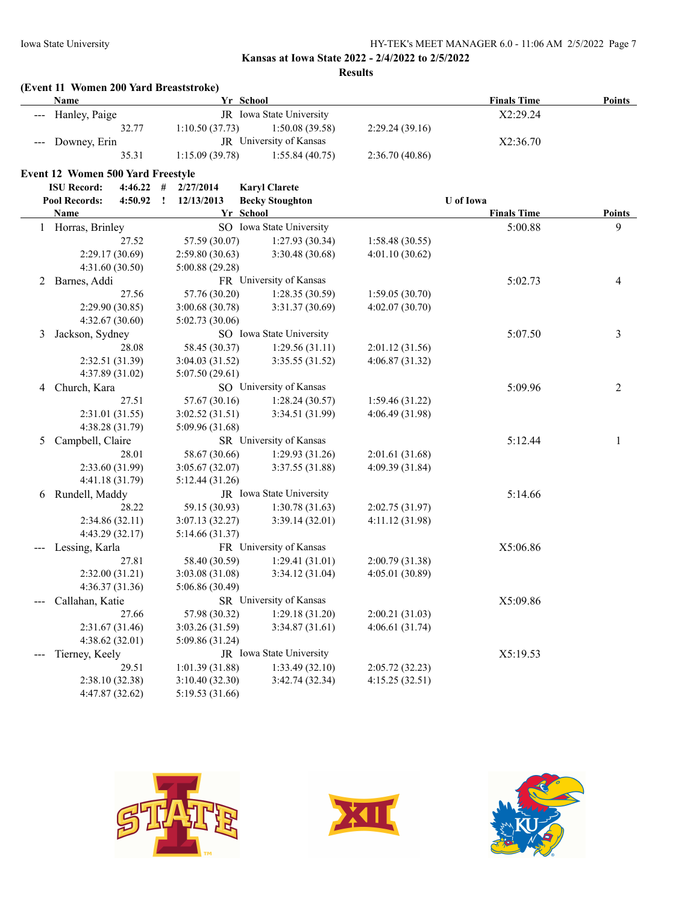**Kansas at Iowa State 2022 - 2/4/2022 to 2/5/2022**

**Results**

### (Event 11 Women 200 Yard Breaststroke)

| | Name | Yr | School | | Finals Time | Points |
|---|---|---|---|---|---|---|
| --- | Hanley, Paige | JR | Iowa State University | | X2:29.24 | |
| | 32.77 | 1:10.50 (37.73) | 1:50.08 (39.58) | 2:29.24 (39.16) | | |
| --- | Downey, Erin | JR | University of Kansas | | X2:36.70 | |
| | 35.31 | 1:15.09 (39.78) | 1:55.84 (40.75) | 2:36.70 (40.86) | | |

### Event 12 Women 500 Yard Freestyle

**ISU Record:** 4:46.22 # 2/27/2014 Karyl Clarete

**Pool Records:** 4:50.92 ! 12/13/2013 Becky Stoughton U of Iowa

| | Name | Yr | School | | Finals Time | Points |
|---|---|---|---|---|---|---|
| 1 | Horras, Brinley | SO | Iowa State University | | 5:00.88 | 9 |
| | 27.52 | 57.59 (30.07) | 1:27.93 (30.34) | 1:58.48 (30.55) | | |
| | 2:29.17 (30.69) | 2:59.80 (30.63) | 3:30.48 (30.68) | 4:01.10 (30.62) | | |
| | 4:31.60 (30.50) | 5:00.88 (29.28) | | | | |
| 2 | Barnes, Addi | FR | University of Kansas | | 5:02.73 | 4 |
| | 27.56 | 57.76 (30.20) | 1:28.35 (30.59) | 1:59.05 (30.70) | | |
| | 2:29.90 (30.85) | 3:00.68 (30.78) | 3:31.37 (30.69) | 4:02.07 (30.70) | | |
| | 4:32.67 (30.60) | 5:02.73 (30.06) | | | | |
| 3 | Jackson, Sydney | SO | Iowa State University | | 5:07.50 | 3 |
| | 28.08 | 58.45 (30.37) | 1:29.56 (31.11) | 2:01.12 (31.56) | | |
| | 2:32.51 (31.39) | 3:04.03 (31.52) | 3:35.55 (31.52) | 4:06.87 (31.32) | | |
| | 4:37.89 (31.02) | 5:07.50 (29.61) | | | | |
| 4 | Church, Kara | SO | University of Kansas | | 5:09.96 | 2 |
| | 27.51 | 57.67 (30.16) | 1:28.24 (30.57) | 1:59.46 (31.22) | | |
| | 2:31.01 (31.55) | 3:02.52 (31.51) | 3:34.51 (31.99) | 4:06.49 (31.98) | | |
| | 4:38.28 (31.79) | 5:09.96 (31.68) | | | | |
| 5 | Campbell, Claire | SR | University of Kansas | | 5:12.44 | 1 |
| | 28.01 | 58.67 (30.66) | 1:29.93 (31.26) | 2:01.61 (31.68) | | |
| | 2:33.60 (31.99) | 3:05.67 (32.07) | 3:37.55 (31.88) | 4:09.39 (31.84) | | |
| | 4:41.18 (31.79) | 5:12.44 (31.26) | | | | |
| 6 | Rundell, Maddy | JR | Iowa State University | | 5:14.66 | |
| | 28.22 | 59.15 (30.93) | 1:30.78 (31.63) | 2:02.75 (31.97) | | |
| | 2:34.86 (32.11) | 3:07.13 (32.27) | 3:39.14 (32.01) | 4:11.12 (31.98) | | |
| | 4:43.29 (32.17) | 5:14.66 (31.37) | | | | |
| --- | Lessing, Karla | FR | University of Kansas | | X5:06.86 | |
| | 27.81 | 58.40 (30.59) | 1:29.41 (31.01) | 2:00.79 (31.38) | | |
| | 2:32.00 (31.21) | 3:03.08 (31.08) | 3:34.12 (31.04) | 4:05.01 (30.89) | | |
| | 4:36.37 (31.36) | 5:06.86 (30.49) | | | | |
| --- | Callahan, Katie | SR | University of Kansas | | X5:09.86 | |
| | 27.66 | 57.98 (30.32) | 1:29.18 (31.20) | 2:00.21 (31.03) | | |
| | 2:31.67 (31.46) | 3:03.26 (31.59) | 3:34.87 (31.61) | 4:06.61 (31.74) | | |
| | 4:38.62 (32.01) | 5:09.86 (31.24) | | | | |
| --- | Tierney, Keely | JR | Iowa State University | | X5:19.53 | |
| | 29.51 | 1:01.39 (31.88) | 1:33.49 (32.10) | 2:05.72 (32.23) | | |
| | 2:38.10 (32.38) | 3:10.40 (32.30) | 3:42.74 (32.34) | 4:15.25 (32.51) | | |
| | 4:47.87 (32.62) | 5:19.53 (31.66) | | | | |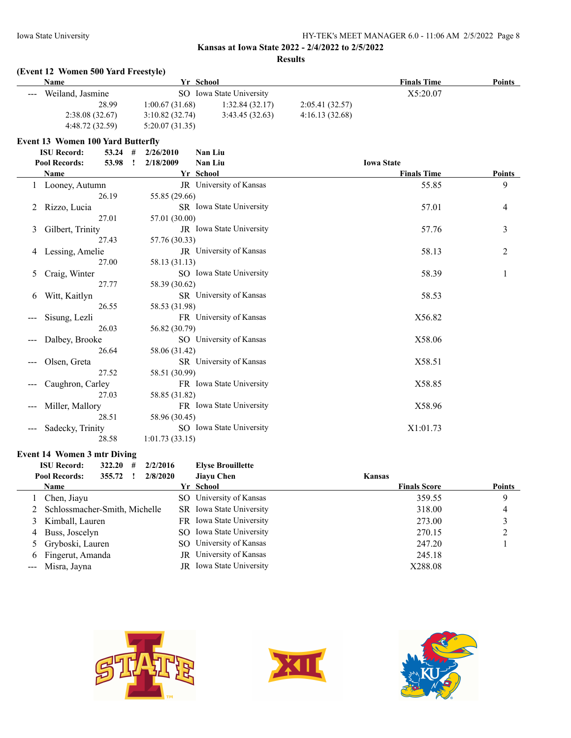Kansas at Iowa State 2022 - 2/4/2022 to 2/5/2022

Results

**(Event 12 Women 500 Yard Freestyle)**

| | Name | Yr | School | Finals Time | Points |
|---|---|---|---|---|---|
| --- | Weiland, Jasmine | SO | Iowa State University | X5:20.07 | |
| | 28.99 | 1:00.67 (31.68) | 1:32.84 (32.17) | 2:05.41 (32.57) | |
| | 2:38.08 (32.67) | 3:10.82 (32.74) | 3:43.45 (32.63) | 4:16.13 (32.68) | |
| | 4:48.72 (32.59) | 5:20.07 (31.35) | | | |

**Event 13 Women 100 Yard Butterfly**

ISU Record: 53.24 # 2/26/2010 Nan Liu

Pool Records: 53.98 ! 2/18/2009 Nan Liu Iowa State

| | Name | Yr | School | Finals Time | Points |
|---|---|---|---|---|---|
| 1 | Looney, Autumn | JR | University of Kansas | 55.85 | 9 |
| | 26.19 | 55.85 (29.66) | | | |
| 2 | Rizzo, Lucia | SR | Iowa State University | 57.01 | 4 |
| | 27.01 | 57.01 (30.00) | | | |
| 3 | Gilbert, Trinity | JR | Iowa State University | 57.76 | 3 |
| | 27.43 | 57.76 (30.33) | | | |
| 4 | Lessing, Amelie | JR | University of Kansas | 58.13 | 2 |
| | 27.00 | 58.13 (31.13) | | | |
| 5 | Craig, Winter | SO | Iowa State University | 58.39 | 1 |
| | 27.77 | 58.39 (30.62) | | | |
| 6 | Witt, Kaitlyn | SR | University of Kansas | 58.53 | |
| | 26.55 | 58.53 (31.98) | | | |
| --- | Sisung, Lezli | FR | University of Kansas | X56.82 | |
| | 26.03 | 56.82 (30.79) | | | |
| --- | Dalbey, Brooke | SO | University of Kansas | X58.06 | |
| | 26.64 | 58.06 (31.42) | | | |
| --- | Olsen, Greta | SR | University of Kansas | X58.51 | |
| | 27.52 | 58.51 (30.99) | | | |
| --- | Caughron, Carley | FR | Iowa State University | X58.85 | |
| | 27.03 | 58.85 (31.82) | | | |
| --- | Miller, Mallory | FR | Iowa State University | X58.96 | |
| | 28.51 | 58.96 (30.45) | | | |
| --- | Sadecky, Trinity | SO | Iowa State University | X1:01.73 | |
| | 28.58 | 1:01.73 (33.15) | | | |

**Event 14 Women 3 mtr Diving**

ISU Record: 322.20 # 2/2/2016 Elyse Brouillette

Pool Records: 355.72 ! 2/8/2020 Jiayu Chen Kansas

| | Name | Yr | School | Finals Score | Points |
|---|---|---|---|---|---|
| 1 | Chen, Jiayu | SO | University of Kansas | 359.55 | 9 |
| 2 | Schlossmacher-Smith, Michelle | SR | Iowa State University | 318.00 | 4 |
| 3 | Kimball, Lauren | FR | Iowa State University | 273.00 | 3 |
| 4 | Buss, Joscelyn | SO | Iowa State University | 270.15 | 2 |
| 5 | Gryboski, Lauren | SO | University of Kansas | 247.20 | 1 |
| 6 | Fingerut, Amanda | JR | University of Kansas | 245.18 | |
| --- | Misra, Jayna | JR | Iowa State University | X288.08 | |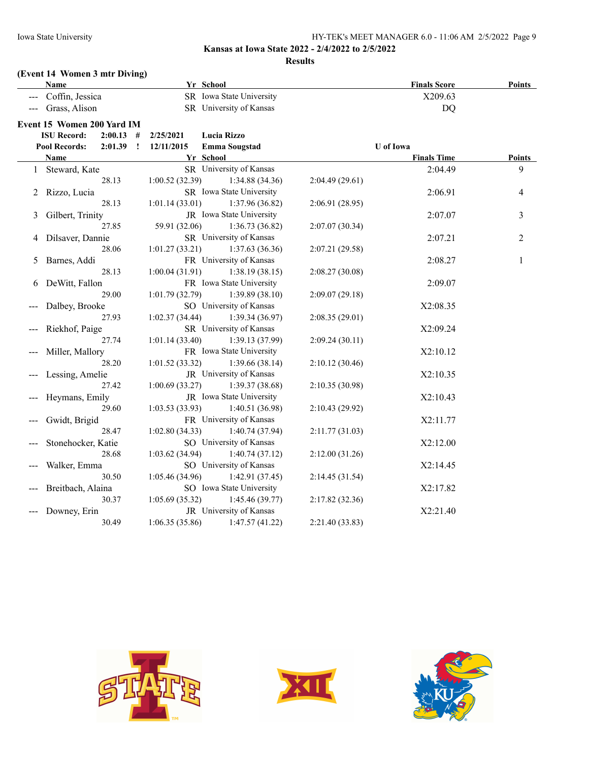**Kansas at Iowa State 2022 - 2/4/2022 to 2/5/2022**

**Results**

### (Event 14 Women 3 mtr Diving)

| | Name | Yr | School | Finals Score | Points |
|---|---|---|---|---|---|
| --- | Coffin, Jessica | SR | Iowa State University | X209.63 | |
| --- | Grass, Alison | SR | University of Kansas | DQ | |

### Event 15 Women 200 Yard IM

**ISU Record:** 2:00.13 # 2/25/2021 Lucia Rizzo

**Pool Records:** 2:01.39 ! 12/11/2015 Emma Sougstad U of Iowa

| | Name | Yr | School | Finals Time | Points |
|---|---|---|---|---|---|
| 1 | Steward, Kate | SR | University of Kansas | 2:04.49 | 9 |
| | 28.13 | 1:00.52 (32.39) | 1:34.88 (34.36) | 2:04.49 (29.61) | |
| 2 | Rizzo, Lucia | SR | Iowa State University | 2:06.91 | 4 |
| | 28.13 | 1:01.14 (33.01) | 1:37.96 (36.82) | 2:06.91 (28.95) | |
| 3 | Gilbert, Trinity | JR | Iowa State University | 2:07.07 | 3 |
| | 27.85 | 59.91 (32.06) | 1:36.73 (36.82) | 2:07.07 (30.34) | |
| 4 | Dilsaver, Dannie | SR | University of Kansas | 2:07.21 | 2 |
| | 28.06 | 1:01.27 (33.21) | 1:37.63 (36.36) | 2:07.21 (29.58) | |
| 5 | Barnes, Addi | FR | University of Kansas | 2:08.27 | 1 |
| | 28.13 | 1:00.04 (31.91) | 1:38.19 (38.15) | 2:08.27 (30.08) | |
| 6 | DeWitt, Fallon | FR | Iowa State University | 2:09.07 | |
| | 29.00 | 1:01.79 (32.79) | 1:39.89 (38.10) | 2:09.07 (29.18) | |
| --- | Dalbey, Brooke | SO | University of Kansas | X2:08.35 | |
| | 27.93 | 1:02.37 (34.44) | 1:39.34 (36.97) | 2:08.35 (29.01) | |
| --- | Riekhof, Paige | SR | University of Kansas | X2:09.24 | |
| | 27.74 | 1:01.14 (33.40) | 1:39.13 (37.99) | 2:09.24 (30.11) | |
| --- | Miller, Mallory | FR | Iowa State University | X2:10.12 | |
| | 28.20 | 1:01.52 (33.32) | 1:39.66 (38.14) | 2:10.12 (30.46) | |
| --- | Lessing, Amelie | JR | University of Kansas | X2:10.35 | |
| | 27.42 | 1:00.69 (33.27) | 1:39.37 (38.68) | 2:10.35 (30.98) | |
| --- | Heymans, Emily | JR | Iowa State University | X2:10.43 | |
| | 29.60 | 1:03.53 (33.93) | 1:40.51 (36.98) | 2:10.43 (29.92) | |
| --- | Gwidt, Brigid | FR | University of Kansas | X2:11.77 | |
| | 28.47 | 1:02.80 (34.33) | 1:40.74 (37.94) | 2:11.77 (31.03) | |
| --- | Stonehocker, Katie | SO | University of Kansas | X2:12.00 | |
| | 28.68 | 1:03.62 (34.94) | 1:40.74 (37.12) | 2:12.00 (31.26) | |
| --- | Walker, Emma | SO | University of Kansas | X2:14.45 | |
| | 30.50 | 1:05.46 (34.96) | 1:42.91 (37.45) | 2:14.45 (31.54) | |
| --- | Breitbach, Alaina | SO | Iowa State University | X2:17.82 | |
| | 30.37 | 1:05.69 (35.32) | 1:45.46 (39.77) | 2:17.82 (32.36) | |
| --- | Downey, Erin | JR | University of Kansas | X2:21.40 | |
| | 30.49 | 1:06.35 (35.86) | 1:47.57 (41.22) | 2:21.40 (33.83) | |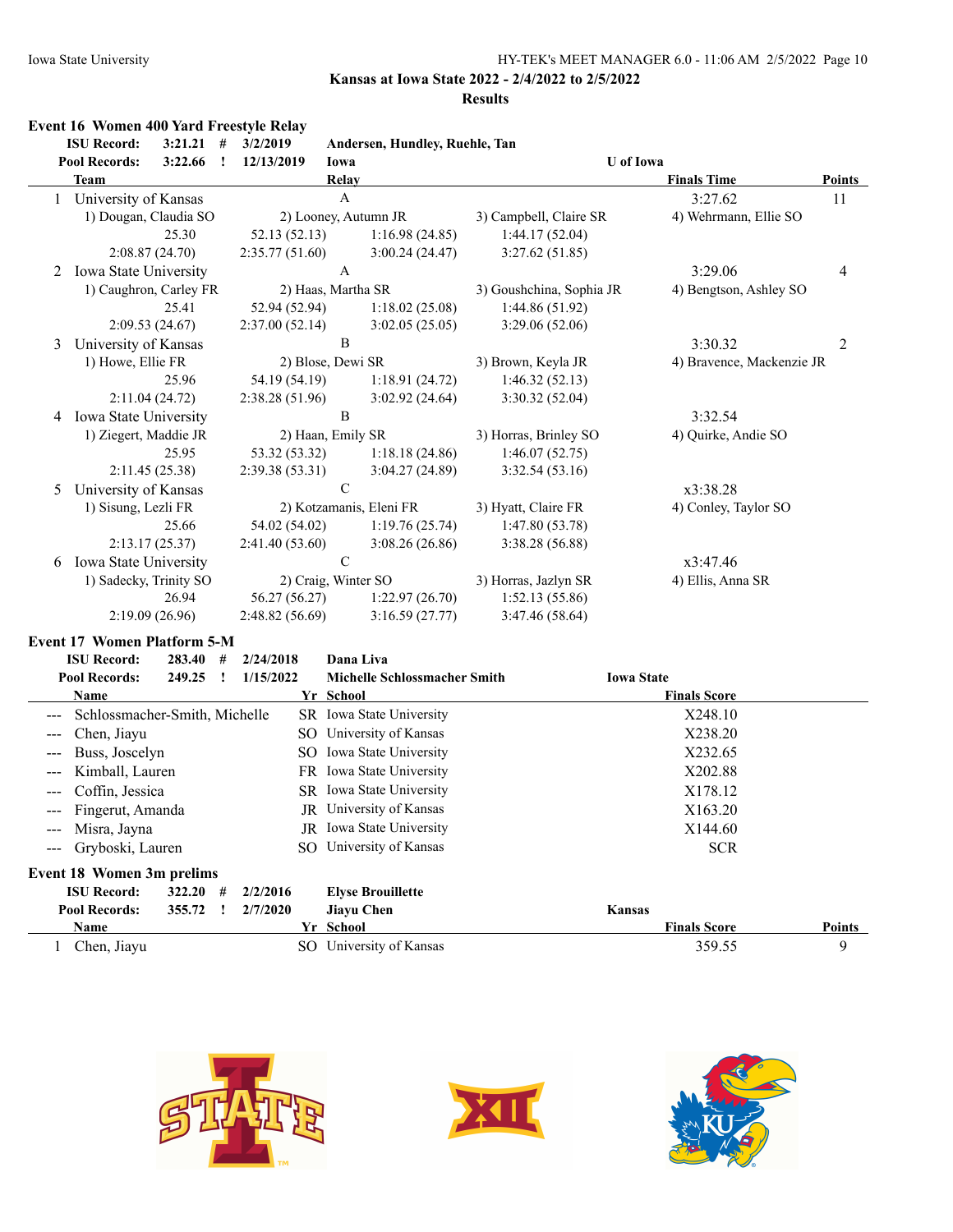**Kansas at Iowa State 2022 - 2/4/2022 to 2/5/2022**

**Results**

### Event 16 Women 400 Yard Freestyle Relay

| | | | | |
|---|---|---|---|---|
| **ISU Record:** | **3:21.21 #** | **3/2/2019** | **Andersen, Hundley, Ruehle, Tan** | |
| **Pool Records:** | **3:22.66 !** | **12/13/2019** | **Iowa** | **U of Iowa** |

| | Team | Relay | | | Finals Time | Points |
|---|---|---|---|---|---|---|
| 1 | University of Kansas | A | | | 3:27.62 | 11 |
| | 1) Dougan, Claudia SO | 2) Looney, Autumn JR | 3) Campbell, Claire SR | 4) Wehrmann, Ellie SO | | |
| | 25.30 | 52.13 (52.13) | 1:16.98 (24.85) | 1:44.17 (52.04) | | |
| | 2:08.87 (24.70) | 2:35.77 (51.60) | 3:00.24 (24.47) | 3:27.62 (51.85) | | |
| 2 | Iowa State University | A | | | 3:29.06 | 4 |
| | 1) Caughron, Carley FR | 2) Haas, Martha SR | 3) Goushchina, Sophia JR | 4) Bengtson, Ashley SO | | |
| | 25.41 | 52.94 (52.94) | 1:18.02 (25.08) | 1:44.86 (51.92) | | |
| | 2:09.53 (24.67) | 2:37.00 (52.14) | 3:02.05 (25.05) | 3:29.06 (52.06) | | |
| 3 | University of Kansas | B | | | 3:30.32 | 2 |
| | 1) Howe, Ellie FR | 2) Blose, Dewi SR | 3) Brown, Keyla JR | 4) Bravence, Mackenzie JR | | |
| | 25.96 | 54.19 (54.19) | 1:18.91 (24.72) | 1:46.32 (52.13) | | |
| | 2:11.04 (24.72) | 2:38.28 (51.96) | 3:02.92 (24.64) | 3:30.32 (52.04) | | |
| 4 | Iowa State University | B | | | 3:32.54 | |
| | 1) Ziegert, Maddie JR | 2) Haan, Emily SR | 3) Horras, Brinley SO | 4) Quirke, Andie SO | | |
| | 25.95 | 53.32 (53.32) | 1:18.18 (24.86) | 1:46.07 (52.75) | | |
| | 2:11.45 (25.38) | 2:39.38 (53.31) | 3:04.27 (24.89) | 3:32.54 (53.16) | | |
| 5 | University of Kansas | C | | | x3:38.28 | |
| | 1) Sisung, Lezli FR | 2) Kotzamanis, Eleni FR | 3) Hyatt, Claire FR | 4) Conley, Taylor SO | | |
| | 25.66 | 54.02 (54.02) | 1:19.76 (25.74) | 1:47.80 (53.78) | | |
| | 2:13.17 (25.37) | 2:41.40 (53.60) | 3:08.26 (26.86) | 3:38.28 (56.88) | | |
| 6 | Iowa State University | C | | | x3:47.46 | |
| | 1) Sadecky, Trinity SO | 2) Craig, Winter SO | 3) Horras, Jazlyn SR | 4) Ellis, Anna SR | | |
| | 26.94 | 56.27 (56.27) | 1:22.97 (26.70) | 1:52.13 (55.86) | | |
| | 2:19.09 (26.96) | 2:48.82 (56.69) | 3:16.59 (27.77) | 3:47.46 (58.64) | | |

### Event 17 Women Platform 5-M

| | | | | |
|---|---|---|---|---|
| **ISU Record:** | **283.40 #** | **2/24/2018** | **Dana Liva** | |
| **Pool Records:** | **249.25 !** | **1/15/2022** | **Michelle Schlossmacher Smith** | **Iowa State** |

| | Name | Yr | School | Finals Score |
|---|---|---|---|---|
| --- | Schlossmacher-Smith, Michelle | SR | Iowa State University | X248.10 |
| --- | Chen, Jiayu | SO | University of Kansas | X238.20 |
| --- | Buss, Joscelyn | SO | Iowa State University | X232.65 |
| --- | Kimball, Lauren | FR | Iowa State University | X202.88 |
| --- | Coffin, Jessica | SR | Iowa State University | X178.12 |
| --- | Fingerut, Amanda | JR | University of Kansas | X163.20 |
| --- | Misra, Jayna | JR | Iowa State University | X144.60 |
| --- | Gryboski, Lauren | SO | University of Kansas | SCR |

### Event 18 Women 3m prelims

| | | | | |
|---|---|---|---|---|
| **ISU Record:** | **322.20 #** | **2/2/2016** | **Elyse Brouillette** | |
| **Pool Records:** | **355.72 !** | **2/7/2020** | **Jiayu Chen** | **Kansas** |

| | Name | Yr | School | Finals Score | Points |
|---|---|---|---|---|---|
| 1 | Chen, Jiayu | SO | University of Kansas | 359.55 | 9 |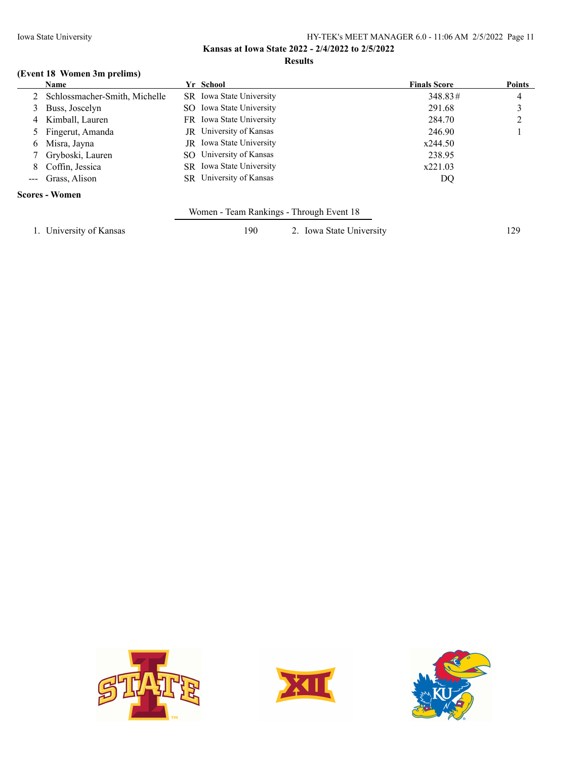**Kansas at Iowa State 2022 - 2/4/2022 to 2/5/2022**

**Results**

**(Event 18 Women 3m prelims)**

| | Name | Yr | School | Finals Score | Points |
|---|---|---|---|---|---|
| 2 | Schlossmacher-Smith, Michelle | SR | Iowa State University | 348.83# | 4 |
| 3 | Buss, Joscelyn | SO | Iowa State University | 291.68 | 3 |
| 4 | Kimball, Lauren | FR | Iowa State University | 284.70 | 2 |
| 5 | Fingerut, Amanda | JR | University of Kansas | 246.90 | 1 |
| 6 | Misra, Jayna | JR | Iowa State University | x244.50 | |
| 7 | Gryboski, Lauren | SO | University of Kansas | 238.95 | |
| 8 | Coffin, Jessica | SR | Iowa State University | x221.03 | |
| --- | Grass, Alison | SR | University of Kansas | DQ | |

**Scores - Women**

Women - Team Rankings - Through Event 18

| | | | |
|---|---|---|---|
| 1. University of Kansas | 190 | 2. Iowa State University | 129 |